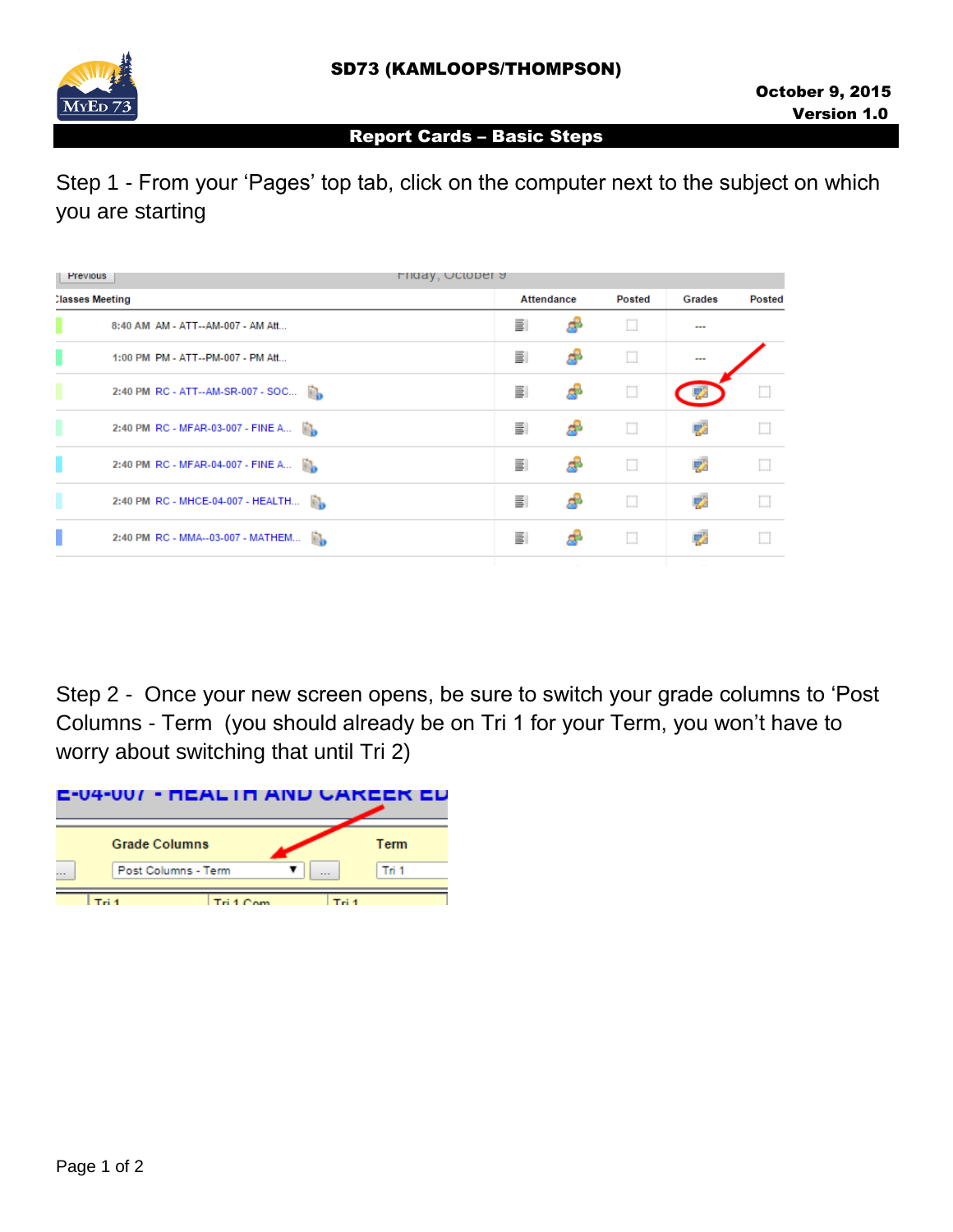SD73 (KAMLOOPS/THOMPSON)

October 9, 2015
Version 1.0

## Report Cards – Basic Steps

Step 1 - From your 'Pages' top tab, click on the computer next to the subject on which you are starting

| Classes Meeting | Attendance | | Posted | Grades | Posted |
|---|---|---|---|---|---|
| 8:40 AM AM - ATT--AM-007 - AM Att... | | | | --- | |
| 1:00 PM PM - ATT--PM-007 - PM Att... | | | | --- | |
| 2:40 PM RC - ATT--AM-SR-007 - SOC... | | | | | |
| 2:40 PM RC - MFAR-03-007 - FINE A... | | | | | |
| 2:40 PM RC - MFAR-04-007 - FINE A... | | | | | |
| 2:40 PM RC - MHCE-04-007 - HEALTH... | | | | | |
| 2:40 PM RC - MMA--03-007 - MATHEM... | | | | | |

Step 2 - Once your new screen opens, be sure to switch your grade columns to 'Post Columns - Term (you should already be on Tri 1 for your Term, you won't have to worry about switching that until Tri 2)

| Grade Columns | Term |
|---|---|
| Post Columns - Term | Tri 1 |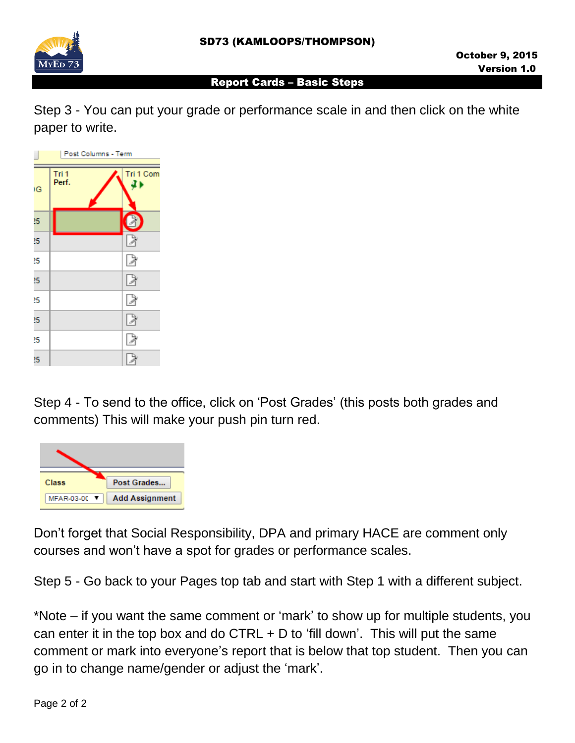Step 3 - You can put your grade or performance scale in and then click on the white paper to write.

Step 4 - To send to the office, click on 'Post Grades' (this posts both grades and comments) This will make your push pin turn red.

Don't forget that Social Responsibility, DPA and primary HACE are comment only courses and won't have a spot for grades or performance scales.

Step 5 - Go back to your Pages top tab and start with Step 1 with a different subject.

*Note – if you want the same comment or 'mark' to show up for multiple students, you can enter it in the top box and do CTRL + D to 'fill down'. This will put the same comment or mark into everyone's report that is below that top student. Then you can go in to change name/gender or adjust the 'mark'.